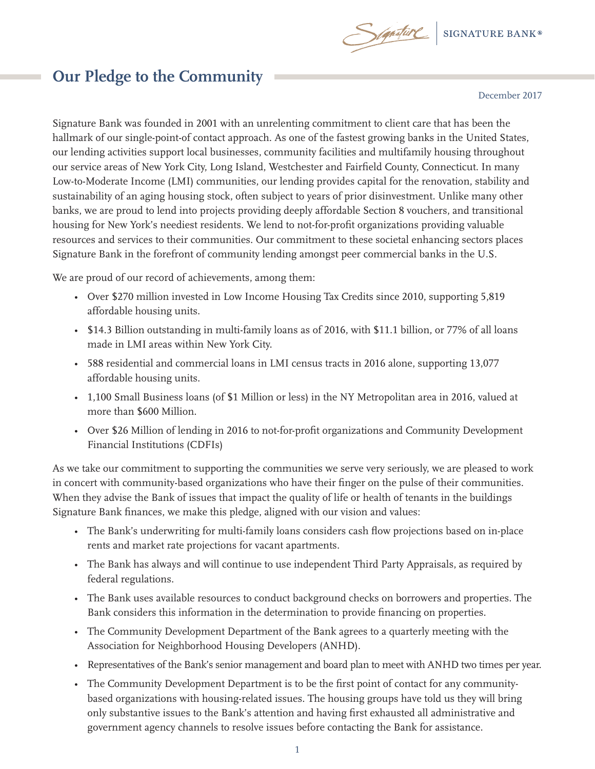# Our Pledge to the Community

December 2017

Signature Bank was founded in 2001 with an unrelenting commitment to client care that has been the hallmark of our single-point-of contact approach. As one of the fastest growing banks in the United States, our lending activities support local businesses, community facilities and multifamily housing throughout our service areas of New York City, Long Island, Westchester and Fairfield County, Connecticut. In many Low-to-Moderate Income (LMI) communities, our lending provides capital for the renovation, stability and sustainability of an aging housing stock, often subject to years of prior disinvestment. Unlike many other banks, we are proud to lend into projects providing deeply affordable Section 8 vouchers, and transitional housing for New York's neediest residents. We lend to not-for-profit organizations providing valuable resources and services to their communities. Our commitment to these societal enhancing sectors places Signature Bank in the forefront of community lending amongst peer commercial banks in the U.S.

We are proud of our record of achievements, among them:

- Over $270 million invested in Low Income Housing Tax Credits since 2010, supporting 5,819 affordable housing units.
- $14.3 Billion outstanding in multi-family loans as of 2016, with $11.1 billion, or 77% of all loans made in LMI areas within New York City.
- 588 residential and commercial loans in LMI census tracts in 2016 alone, supporting 13,077 affordable housing units.
- 1,100 Small Business loans (of $1 Million or less) in the NY Metropolitan area in 2016, valued at more than $600 Million.
- Over $26 Million of lending in 2016 to not-for-profit organizations and Community Development Financial Institutions (CDFIs)

As we take our commitment to supporting the communities we serve very seriously, we are pleased to work in concert with community-based organizations who have their finger on the pulse of their communities. When they advise the Bank of issues that impact the quality of life or health of tenants in the buildings Signature Bank finances, we make this pledge, aligned with our vision and values:

- The Bank's underwriting for multi-family loans considers cash flow projections based on in-place rents and market rate projections for vacant apartments.
- The Bank has always and will continue to use independent Third Party Appraisals, as required by federal regulations.
- The Bank uses available resources to conduct background checks on borrowers and properties. The Bank considers this information in the determination to provide financing on properties.
- The Community Development Department of the Bank agrees to a quarterly meeting with the Association for Neighborhood Housing Developers (ANHD).
- Representatives of the Bank's senior management and board plan to meet with ANHD two times per year.
- The Community Development Department is to be the first point of contact for any community-based organizations with housing-related issues. The housing groups have told us they will bring only substantive issues to the Bank's attention and having first exhausted all administrative and government agency channels to resolve issues before contacting the Bank for assistance.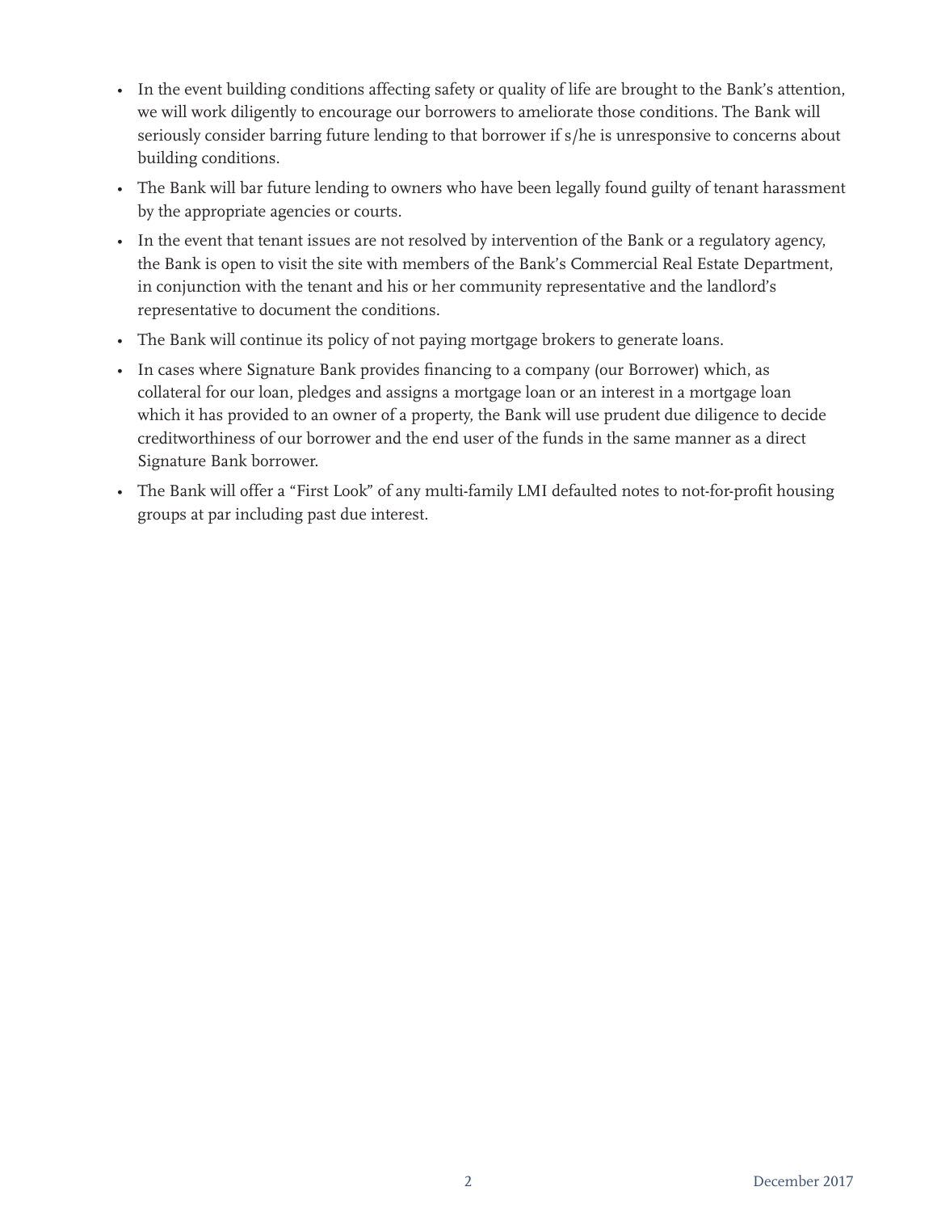- In the event building conditions affecting safety or quality of life are brought to the Bank's attention, we will work diligently to encourage our borrowers to ameliorate those conditions. The Bank will seriously consider barring future lending to that borrower if s/he is unresponsive to concerns about building conditions.
- The Bank will bar future lending to owners who have been legally found guilty of tenant harassment by the appropriate agencies or courts.
- In the event that tenant issues are not resolved by intervention of the Bank or a regulatory agency, the Bank is open to visit the site with members of the Bank's Commercial Real Estate Department, in conjunction with the tenant and his or her community representative and the landlord's representative to document the conditions.
- The Bank will continue its policy of not paying mortgage brokers to generate loans.
- In cases where Signature Bank provides financing to a company (our Borrower) which, as collateral for our loan, pledges and assigns a mortgage loan or an interest in a mortgage loan which it has provided to an owner of a property, the Bank will use prudent due diligence to decide creditworthiness of our borrower and the end user of the funds in the same manner as a direct Signature Bank borrower.
- The Bank will offer a "First Look" of any multi-family LMI defaulted notes to not-for-profit housing groups at par including past due interest.